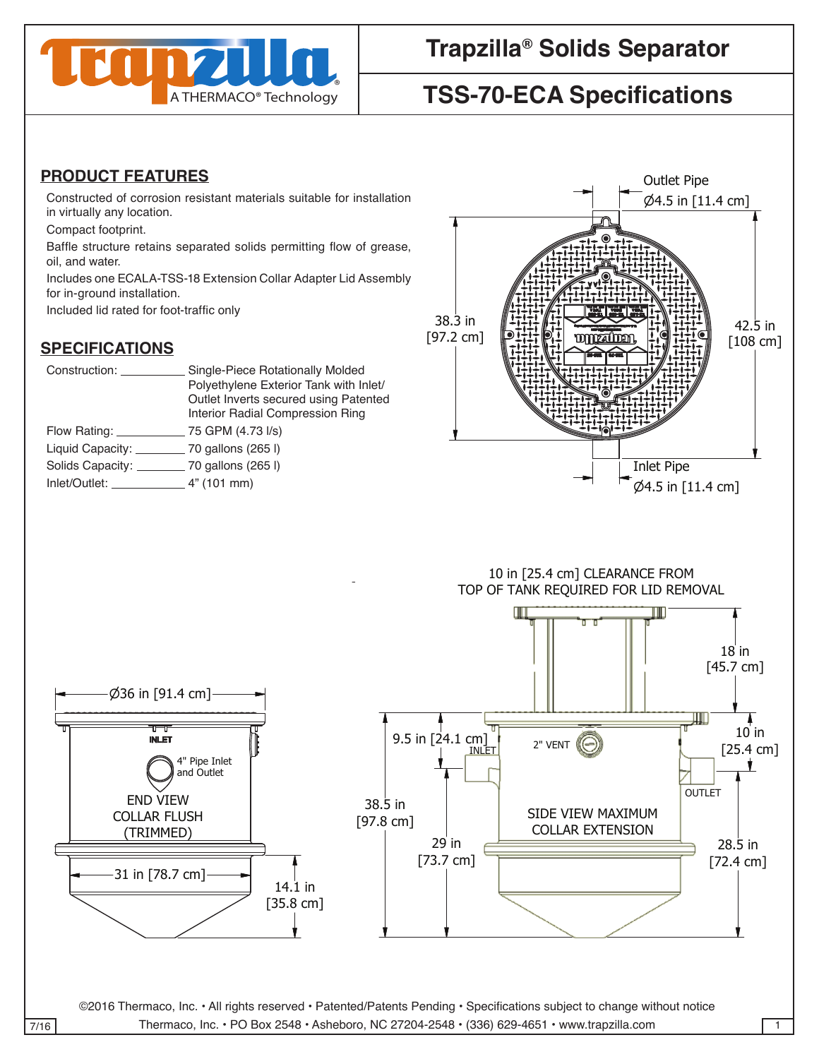# Trapzilla® Solids Separator

## TSS-70-ECA Specifications

A THERMACO® Technology

## PRODUCT FEATURES

Constructed of corrosion resistant materials suitable for installation in virtually any location.

Compact footprint.

Baffle structure retains separated solids permitting flow of grease, oil, and water.

Includes one ECALA-TSS-18 Extension Collar Adapter Lid Assembly for in-ground installation.

Included lid rated for foot-traffic only

## SPECIFICATIONS

| | |
|---|---|
| Construction: | Single-Piece Rotationally Molded Polyethylene Exterior Tank with Inlet/Outlet Inverts secured using Patented Interior Radial Compression Ring |
| Flow Rating: | 75 GPM (4.73 l/s) |
| Liquid Capacity: | 70 gallons (265 l) |
| Solids Capacity: | 70 gallons (265 l) |
| Inlet/Outlet: | 4” (101 mm) |

Outlet Pipe Ø4.5 in [11.4 cm]

38.3 in [97.2 cm]

42.5 in [108 cm]

Inlet Pipe Ø4.5 in [11.4 cm]

10 in [25.4 cm] CLEARANCE FROM TOP OF TANK REQUIRED FOR LID REMOVAL

Ø36 in [91.4 cm]

INLET

4" Pipe Inlet and Outlet

END VIEW COLLAR FLUSH (TRIMMED)

31 in [78.7 cm]

14.1 in [35.8 cm]

18 in [45.7 cm]

9.5 in [24.1 cm]

INLET

2" VENT

10 in [25.4 cm]

OUTLET

38.5 in [97.8 cm]

SIDE VIEW MAXIMUM COLLAR EXTENSION

29 in [73.7 cm]

28.5 in [72.4 cm]

©2016 Thermaco, Inc. • All rights reserved • Patented/Patents Pending • Specifications subject to change without notice

Thermaco, Inc. • PO Box 2548 • Asheboro, NC 27204-2548 • (336) 629-4651 • www.trapzilla.com

7/16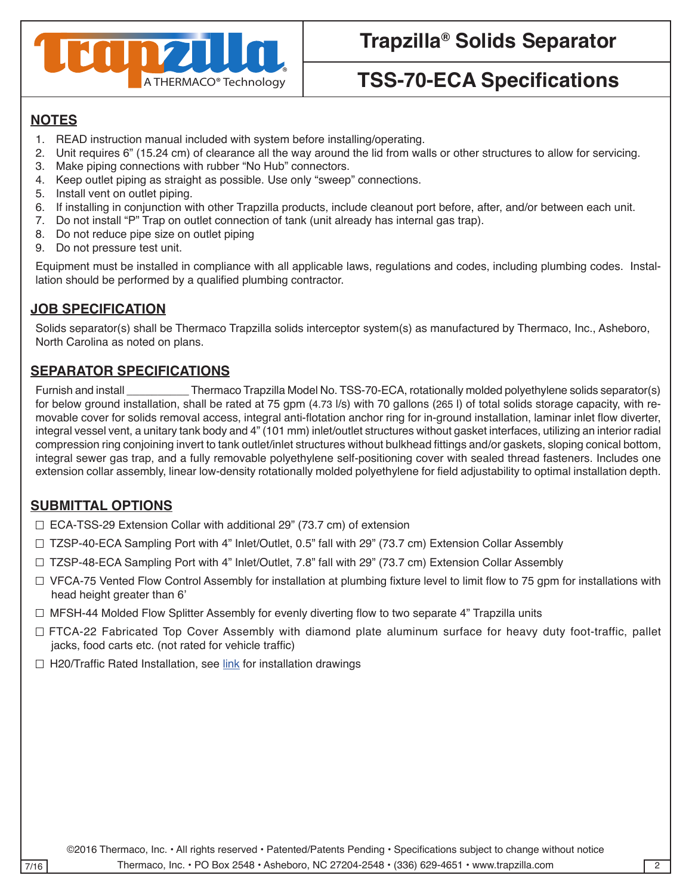# Trapzilla® Solids Separator

## TSS-70-ECA Specifications

### NOTES

1. READ instruction manual included with system before installing/operating.
2. Unit requires 6" (15.24 cm) of clearance all the way around the lid from walls or other structures to allow for servicing.
3. Make piping connections with rubber "No Hub" connectors.
4. Keep outlet piping as straight as possible. Use only "sweep" connections.
5. Install vent on outlet piping.
6. If installing in conjunction with other Trapzilla products, include cleanout port before, after, and/or between each unit.
7. Do not install "P" Trap on outlet connection of tank (unit already has internal gas trap).
8. Do not reduce pipe size on outlet piping
9. Do not pressure test unit.

Equipment must be installed in compliance with all applicable laws, regulations and codes, including plumbing codes. Installation should be performed by a qualified plumbing contractor.

### JOB SPECIFICATION

Solids separator(s) shall be Thermaco Trapzilla solids interceptor system(s) as manufactured by Thermaco, Inc., Asheboro, North Carolina as noted on plans.

### SEPARATOR SPECIFICATIONS

Furnish and install __________ Thermaco Trapzilla Model No. TSS-70-ECA, rotationally molded polyethylene solids separator(s) for below ground installation, shall be rated at 75 gpm (4.73 l/s) with 70 gallons (265 l) of total solids storage capacity, with removable cover for solids removal access, integral anti-flotation anchor ring for in-ground installation, laminar inlet flow diverter, integral vessel vent, a unitary tank body and 4" (101 mm) inlet/outlet structures without gasket interfaces, utilizing an interior radial compression ring conjoining invert to tank outlet/inlet structures without bulkhead fittings and/or gaskets, sloping conical bottom, integral sewer gas trap, and a fully removable polyethylene self-positioning cover with sealed thread fasteners. Includes one extension collar assembly, linear low-density rotationally molded polyethylene for field adjustability to optimal installation depth.

### SUBMITTAL OPTIONS

- ☐ ECA-TSS-29 Extension Collar with additional 29" (73.7 cm) of extension
- ☐ TZSP-40-ECA Sampling Port with 4" Inlet/Outlet, 0.5" fall with 29" (73.7 cm) Extension Collar Assembly
- ☐ TZSP-48-ECA Sampling Port with 4" Inlet/Outlet, 7.8" fall with 29" (73.7 cm) Extension Collar Assembly
- ☐ VFCA-75 Vented Flow Control Assembly for installation at plumbing fixture level to limit flow to 75 gpm for installations with head height greater than 6'
- ☐ MFSH-44 Molded Flow Splitter Assembly for evenly diverting flow to two separate 4" Trapzilla units
- ☐ FTCA-22 Fabricated Top Cover Assembly with diamond plate aluminum surface for heavy duty foot-traffic, pallet jacks, food carts etc. (not rated for vehicle traffic)
- ☐ H20/Traffic Rated Installation, see link for installation drawings

©2016 Thermaco, Inc. • All rights reserved • Patented/Patents Pending • Specifications subject to change without notice

Thermaco, Inc. • PO Box 2548 • Asheboro, NC 27204-2548 • (336) 629-4651 • www.trapzilla.com

7/16